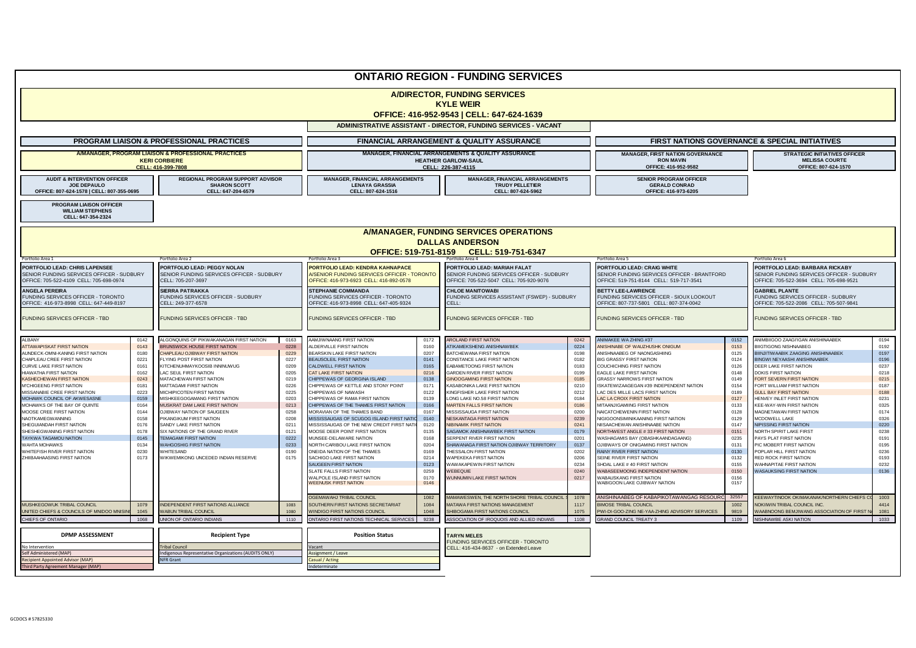# ONTARIO REGION - FUNDING SERVICES

## A/DIRECTOR, FUNDING SERVICES

**KYLE WEIR**

**OFFICE: 416-952-9543 | CELL: 647-624-1639**

**ADMINISTRATIVE ASSISTANT - DIRECTOR, FUNDING SERVICES - VACANT**

### PROGRAM LIAISON & PROFESSIONAL PRACTICES

**A/MANAGER, PROGRAM LIAISON & PROFESSIONAL PRACTICES**
KERI CORBIERE
CELL: 416-399-7808

**AUDIT & INTERVENTION OFFICER**
JOE DEPAULO
OFFICE: 807-624-1578 | CELL: 807-355-0695

**REGIONAL PROGRAM SUPPORT ADVISOR**
SHARON SCOTT
CELL: 647-204-6579

**PROGRAM LIAISON OFFICER**
WILLIAM STEPHENS
CELL: 647-354-2324

### FINANCIAL ARRANGEMENT & QUALITY ASSURANCE

**MANAGER, FINANCIAL ARRANGEMENTS & QUALITY ASSURANCE**
HEATHER GARLOW-SAUL
CELL: 226-387-4115

**MANAGER, FINANCIAL ARRANGEMENTS**
LENAYA GRASSIA
CELL: 807-624-1516

**MANAGER, FINANCIAL ARRANGEMENTS**
TRUDY PELLETIER
CELL: 807-624-5962

### FIRST NATIONS GOVERNANCE & SPECIAL INITIATIVES

**MANAGER, FIRST NATION GOVERNANCE**
RON MAVIN
OFFICE: 416-952-9582

**STRATEGIC INITIATIVES OFFICER**
MELISSA COURTE
OFFICE: 807-624-1570

**SENIOR PROGRAM OFFICER**
GERALD CONRAD
OFFICE: 416-973-6205

## A/MANAGER, FUNDING SERVICES OPERATIONS

**DALLAS ANDERSON**

**OFFICE: 519-751-8159 CELL: 519-751-6347**

| Portfolio Area 1 | Portfolio Area 2 | Portfolio Area 3 | Portfolio Area 4 | Portfolio Area 5 | Portfolio Area 6 |
|---|---|---|---|---|---|
| **PORTFOLIO LEAD: CHRIS LAPENSEE** SENIOR FUNDING SERVICES OFFICER - SUDBURY OFFICE: 705-522-4109 CELL: 705-698-0974 | **PORTFOLIO LEAD: PEGGY NOLAN** SENIOR FUNDING SERVICES OFFICER - SUDBURY CELL: 705-207-3697 | **PORTFOLIO LEAD: KENDRA KAHNAPACE** A/SENIOR FUNDING SERVICES OFFICER - TORONTO OFFICE: 416-973-6923 CELL: 416-892-0578 | **PORTFOLIO LEAD: MARIAH FALAT** SENIOR FUNDING SERVICES OFFICER - SUDBURY OFFICE: 705-522-5047 CELL: 705-920-9076 | **PORTFOLIO LEAD: CRAIG WHITE** SENIOR FUNDING SERVICES OFFICER - BRANTFORD OFFICE: 519-751-8144 CELL: 519-717-3541 | **PORTFOLIO LEAD: BARBARA RICKABY** SENIOR FUNDING SERVICES OFFICER - SUDBURY OFFICE: 705-522-3694 CELL: 705-698-9521 |
| **ANGELA PEREIRA** FUNDING SERVICES OFFICER - TORONTO OFFICE: 416-973-8998 CELL: 647-449-8197 | **SIERRA PATRAKKA** FUNDING SERVICES OFFICER - SUDBURY CELL: 249-377-6578 | **STEPHANIE COMMANDA** FUNDING SERVICES OFFICER - TORONTO OFFICE: 416-973-8998 CELL: 647-405-9324 | **CHLOE MANITOWABI** FUNDING SERVICES ASSISTANT (FSWEP) - SUDBURY CELL: | **BETTY LEE-LAWRENCE** FUNDING SERVICES OFFICER - SIOUX LOOKOUT OFFICE: 807-737-5801 CELL: 807-374-0042 | **GABRIEL PLANTE** FUNDING SERVICES OFFICER - SUDBURY OFFICE: 705-522-2086 CELL: 705-507-9841 |
| FUNDING SERVICES OFFICER - TBD | FUNDING SERVICES OFFICER - TBD | FUNDING SERVICES OFFICER - TBD | FUNDING SERVICES OFFICER - TBD | FUNDING SERVICES OFFICER - TBD | FUNDING SERVICES OFFICER - TBD |

| Portfolio Area 1 | # | Portfolio Area 2 | # | Portfolio Area 3 | # | Portfolio Area 4 | # | Portfolio Area 5 | # | Portfolio Area 6 | # |
|---|---|---|---|---|---|---|---|---|---|---|---|
| ALBANY | 0142 | ALGONQUINS OF PIKWAKANAGAN FIRST NATION | 0163 | AAMJIWNAANG FIRST NATION | 0172 | AROLAND FIRST NATION | 0242 | ANIMAKEE WA ZHING #37 | 0152 | ANIMBIIGOO ZAAGI'IGAN ANISHINAABEK | 0194 |
| ATTAWAPISKAT FIRST NATION | 0143 | BRUNSWICK HOUSE FIRST NATION | 0228 | ALDERVILLE FIRST NATION | 0160 | ATIKAMEKSHENG ANISHNAWBEK | 0224 | ANISHINABE OF WAUZHUSHK ONIGUM | 0153 | BIIGTIGONG NISHNAABEG | 0192 |
| AUNDECK-OMNI-KANING FIRST NATION | 0180 | CHAPLEAU OJIBWAY FIRST NATION | 0229 | BEARSKIN LAKE FIRST NATION | 0207 | BATCHEWANA FIRST NATION | 0198 | ANISHNAABEG OF NAONGASHIING | 0125 | BIINJITIWAABIK ZAAGING ANISHINAABEK | 0197 |
| CHAPLEAU CREE FIRST NATION | 0221 | FLYING POST FIRST NATION | 0227 | BEAUSOLEIL FIRST NATION | 0141 | CONSTANCE LAKE FIRST NATION | 0182 | BIG GRASSY FIRST NATION | 0124 | BINGWI NEYAASHI ANISHINAABEK | 0196 |
| CURVE LAKE FIRST NATION | 0161 | KITCHENUHMAYKOOSIB INNINUWUG | 0209 | CALDWELL FIRST NATION | 0165 | EABAMETOONG FIRST NATION | 0183 | COUCHICHING FIRST NATION | 0126 | DEER LAKE FIRST NATION | 0237 |
| HIAWATHA FIRST NATION | 0162 | LAC SEUL FIRST NATION | 0205 | CAT LAKE FIRST NATION | 0216 | GARDEN RIVER FIRST NATION | 0199 | EAGLE LAKE FIRST NATION | 0148 | DOKIS FIRST NATION | 0218 |
| KASHECHEWAN FIRST NATION | 0243 | MATACHEWAN FIRST NATION | 0219 | CHIPPEWAS OF GEORGINA ISLAND | 0138 | GINOOGAMING FIRST NATION | 0185 | GRASSY NARROWS FIRST NATION | 0149 | FORT SEVERN FIRST NATION | 0215 |
| M'CHIGEENG FIRST NATION | 0181 | MATTAGAMI FIRST NATION | 0226 | CHIPPEWAS OF KETTLE AND STONY POINT | 0171 | KASABONIKA LAKE FIRST NATION | 0210 | ISKATEWIZAAGEGAN #39 INDEPENDENT NATION | 0154 | FORT WILLIAM FIRST NATION | 0187 |
| MISSANABIE CREE FIRST NATION | 0223 | MICHIPICOTEN FIRST NATION | 0225 | CHIPPEWAS OF NAWASH | 0122 | KINGFISHER LAKE FIRST NATION | 0212 | LAC DES MILLE LACS FIRST NATION | 0189 | GULL BAY FIRST NATION | 0188 |
| MOHAWK COUNCIL OF AKWESASNE | 0159 | MISHKEEGOGAMANG FIRST NATION | 0203 | CHIPPEWAS OF RAMA FIRST NATION | 0139 | LONG LAKE NO.58 FIRST NATION | 0184 | LAC LA CROIX FIRST NATION | 0127 | HENVEY INLET FIRST NATION | 0231 |
| MOHAWKS OF THE BAY OF QUINTE | 0164 | MUSKRAT DAM LAKE FIRST NATION | 0213 | CHIPPEWAS OF THE THAMES FIRST NATION | 0166 | MARTEN FALLS FIRST NATION | 0186 | MITAANJIGAMIING FIRST NATION | 0133 | KEE-WAY-WIN FIRST NATION | 0325 |
| MOOSE CREE FIRST NATION | 0144 | OJIBWAY NATION OF SAUGEEN | 0258 | MORAVIAN OF THE THAMES BAND | 0167 | MISSISSAUGA FIRST NATION | 0200 | NAICATCHEWENIN FIRST NATION | 0128 | MAGNETAWAN FIRST NATION | 0174 |
| NAOTKAMEGWANNING | 0158 | PIKANGIKUM FIRST NATION | 0208 | MISSISSAUGAS OF SCUGOG ISLAND FIRST NATIO | 0140 | NESKANTAGA FIRST NATION | 0239 | NIGIGOONSIMINIKAANING FIRST NATION | 0129 | MCDOWELL LAKE | 0326 |
| SHEGUIANDAH FIRST NATION | 0176 | SANDY LAKE FIRST NATION | 0211 | MISSISSAUGAS OF THE NEW CREDIT FIRST NATI | 0120 | NIBINAMIK FIRST NATION | 0241 | NIISAACHEWAN ANISHINAABE NATION | 0147 | NIPISSING FIRST NATION | 0220 |
| SHESHEGWANING FIRST NATION | 0178 | SIX NATIONS OF THE GRAND RIVER | 0121 | MOOSE DEER POINT FIRST NATION | 0135 | SAGAMOK ANISHNAWBEK FIRST NATION | 0179 | NORTHWEST ANGLE # 33 FIRST NATION | 0151 | NORTH SPIRIT LAKE FIRST | 0238 |
| TAYKWA TAGAMOU NATION | 0145 | TEMAGAMI FIRST NATION | 0222 | MUNSEE-DELAWARE NATION | 0168 | SERPENT RIVER FIRST NATION | 0201 | WASHAGAMIS BAY (OBASHKAANDAGAANG) | 0235 | PAYS PLAT FIRST NATION | 0191 |
| WAHTA MOHAWKS | 0134 | WAHGOSHIG FIRST NATION | 0233 | NORTH CARIBOU LAKE FIRST NATION | 0204 | SHAWANAGA FIRST NATION OJIBWAY TERRITORY | 0137 | OJIBWAYS OF ONIGAMING FIRST NATION | 0131 | PIC MOBERT FIRST NATION | 0195 |
| WHITEFISH RIVER FIRST NATION | 0230 | WHITESAND | 0190 | ONEIDA NATION OF THE THAMES | 0169 | THESSALON FIRST NATION | 0202 | RAINY RIVER FIRST NATION | 0130 | POPLAR HILL FIRST NATION | 0236 |
| ZHIIBAAHAASING FIRST NATION | 0173 | WIKWEMIKONG UNCEDED INDIAN RESERVE | 0175 | SACHIGO LAKE FIRST NATION | 0214 | WAPEKEKA FIRST NATION | 0206 | SEINE RIVER FIRST NATION | 0132 | RED ROCK FIRST NATION | 0193 |
| | | | | SAUGEEN FIRST NATION | 0123 | WAWAKAPEWIN FIRST NATION | 0234 | SHOAL LAKE # 40 FIRST NATION | 0155 | WAHNAPITAE FIRST NATION | 0232 |
| | | | | SLATE FALLS FIRST NATION | 0259 | WEBEQUIE | 0240 | WABASEEMOONG INDEPENDENT NATION | 0150 | WASAUKSING FIRST NATION | 0136 |
| | | | | WALPOLE ISLAND FIRST NATION | 0170 | WUNNUMIN LAKE FIRST NATION | 0217 | WABAUSKANG FIRST NATION | 0156 | | |
| | | | | WEENUSK FIRST NATION | 0146 | | | WABIGOON LAKE OJIBWAY NATION | 0157 | | |
| | | | | OGEMAWAHJ TRIBAL COUNCIL | 1082 | MAMAWESWEN, THE NORTH SHORE TRIBAL COUNCIL | 1078 | ANISHINAABEG OF KABAPIKOTAWANGAG RESOURC | 32557 | KEEWAYTINOOK OKIMAKANAK/NORTHERN CHIEFS CO | 1003 |
| MUSHKEGOWUK TRIBAL COUNCIL | 1079 | INDEPENDENT FIRST NATIONS ALLIANCE | 1083 | SOUTHERN FIRST NATIONS SECRETARIAT | 1084 | MATAWA FIRST NATIONS MANAGEMENT | 1117 | BIMOSE TRIBAL COUNCIL | 1002 | NOKIIWIN TRIBAL COUNCIL INC. | 4414 |
| UNITED CHIEFS & COUNCILS OF MNIDOO MNISING | 1045 | WABUN TRIBAL COUNCIL | 1080 | WINDIGO FIRST NATIONS COUNCIL | 1048 | SHIBOGAMA FIRST NATIONS COUNCIL | 1075 | PWI-DI-GOO-ZING NE-YAA-ZHING ADVISORY SERVICES | 9819 | WAABNOONG BEMJIWANG ASSOCIATION OF FIRST NA | 1081 |
| CHIEFS OF ONTARIO | 1068 | UNION OF ONTARIO INDIANS | 1110 | ONTARIO FIRST NATIONS TECHNICAL SERVICES | 9238 | ASSOCIATION OF IROQUOIS AND ALLIED INDIANS | 1108 | GRAND COUNCIL TREATY 3 | 1109 | NISHNAWBE ASKI NATION | 1033 |

| DPMP ASSESSMENT | Recipient Type | Position Status |
|---|---|---|
| No Intervention | Tribal Council | Vacant |
| Self Administered (MAP) | Indigenous Representative Organizations (AUDITS ONLY) | Assignment / Leave |
| Recipient Appointed Advisor (MAP) | NFR Grant | Casual / Acting |
| Third Party Agreement Manager (MAP) | | Indeterminate |

**TARYN MELES**
FUNDING SERVICES OFFICER - TORONTO
CELL: 416-434-8637 - on Extended Leave

GCDOCS # 57825330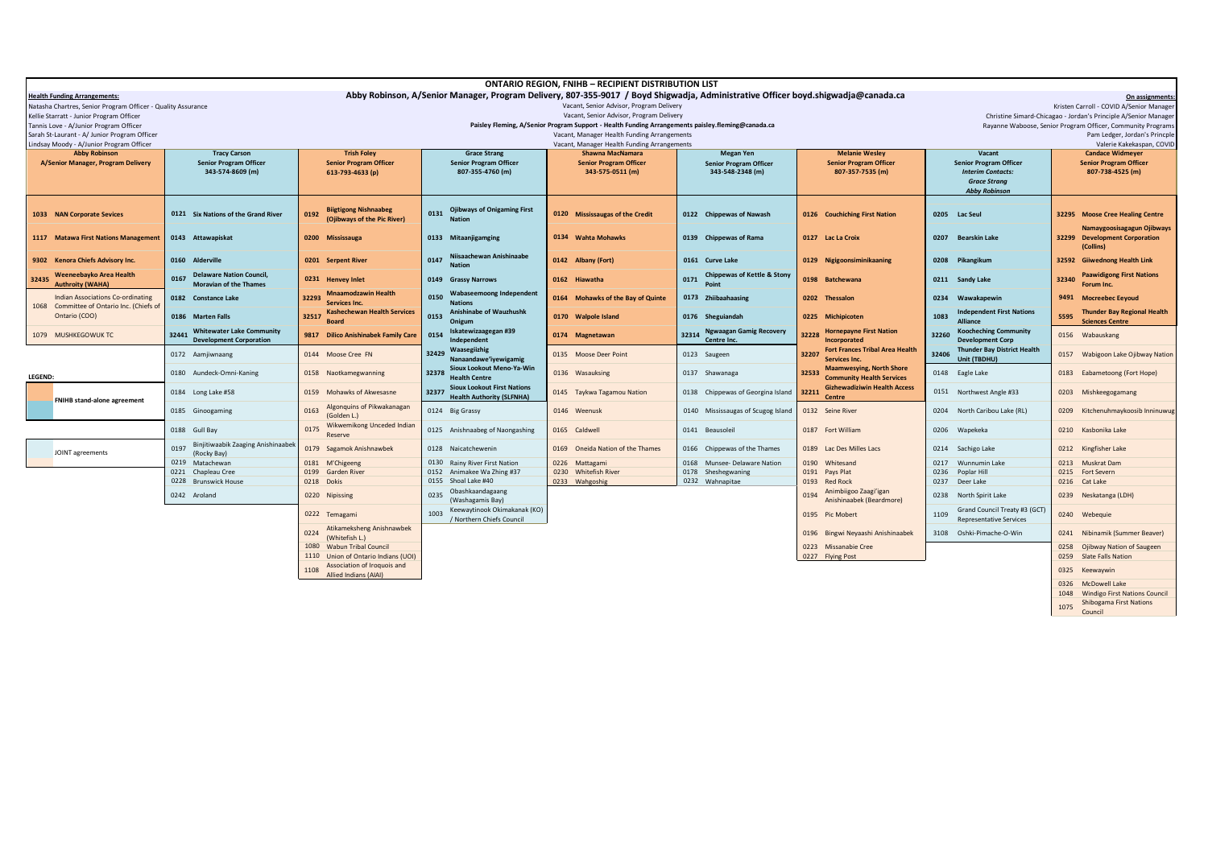# ONTARIO REGION, FNIHB – RECIPIENT DISTRIBUTION LIST

**Abby Robinson, A/Senior Manager, Program Delivery, 807-355-9017 / Boyd Shigwadja, Administrative Officer boyd.shigwadja@canada.ca**

**Health Funding Arrangements:**
Natasha Chartres, Senior Program Officer - Quality Assurance
Kellie Starratt - Junior Program Officer
Tannis Love - A/Junior Program Officer
Sarah St-Laurant - A/ Junior Program Officer
Lindsay Moody - A/Junior Program Officer

Vacant, Senior Advisor, Program Delivery
Vacant, Senior Advisor, Program Delivery
**Paisley Fleming, A/Senior Program Support - Health Funding Arrangements paisley.fleming@canada.ca**
Vacant, Manager Health Funding Arrangements
Vacant, Manager Health Funding Arrangements

**On assignments:**
Kristen Carroll - COVID A/Senior Manager
Christine Simard-Chicagao - Jordan's Principle A/Senior Manager
Rayanne Waboose, Senior Program Officer, Community Programs
Pam Ledger, Jordan's Princple
Valerie Kakekaspan, COVID

| Abby Robinson<br>A/Senior Manager, Program Delivery | Tracy Carson<br>Senior Program Officer<br>343-574-8609 (m) | Trish Foley<br>Senior Program Officer<br>613-793-4633 (p) | Grace Strang<br>Senior Program Officer<br>807-355-4760 (m) | Shawna MacNamara<br>Senior Program Officer<br>343-575-0511 (m) | Megan Yen<br>Senior Program Officer<br>343-548-2348 (m) | Melanie Wesley<br>Senior Program Officer<br>807-357-7535 (m) | Vacant<br>Senior Program Officer<br>*Interim Contacts:*<br>*Grace Strang*<br>*Abby Robinson* | Candace Widmeyer<br>Senior Program Officer<br>807-738-4525 (m) |
|---|---|---|---|---|---|---|---|---|
| 1033 NAN Corporate Sevices | 0121 Six Nations of the Grand River | 0192 Biigtigong Nishnaabeg (Ojibways of the Pic River) | 0131 Ojibways of Onigaming First Nation | 0120 Mississaugas of the Credit | 0122 Chippewas of Nawash | 0126 Couchiching First Nation | 0205 Lac Seul | 32295 Moose Cree Healing Centre |
| 1117 Matawa First Nations Management | 0143 Attawapiskat | 0200 Mississauga | 0133 Mitaanjigamiing | 0134 Wahta Mohawks | 0139 Chippewas of Rama | 0127 Lac La Croix | 0207 Bearskin Lake | 32299 Namaygoosisagagun Ojibways Development Corporation (Collins) |
| 9302 Kenora Chiefs Advisory Inc. | 0160 Alderville | 0201 Serpent River | 0147 Niisaachewan Anishinaabe Nation | 0142 Albany (Fort) | 0161 Curve Lake | 0129 Nigigoonsiminikaaning | 0208 Pikangikum | 32592 Giiwednong Health Link |
| 32435 Weeneebayko Area Health Authroity (WAHA) | 0167 Delaware Nation Council, Moravian of the Thames | 0231 Henvey Inlet | 0149 Grassy Narrows | 0162 Hiawatha | 0171 Chippewas of Kettle & Stony Point | 0198 Batchewana | 0211 Sandy Lake | 32340 Paawidigong First Nations Forum Inc. |
| 1068 Indian Associations Co-ordinating Committee of Ontario Inc. (Chiefs of Ontario (COO) | 0182 Constance Lake | 32293 Mnaamodzawin Health Services Inc. | 0150 Wabaseemoong Independent Nations | 0164 Mohawks of the Bay of Quinte | 0173 Zhiibaahaasing | 0202 Thessalon | 0234 Wawakapewin | 9491 Mocreebec Eeyoud |
| | 0186 Marten Falls | 32517 Kashechewan Health Services Board | 0153 Anishinabe of Wauzhushk Onigum | 0170 Walpole Island | 0176 Sheguiandah | 0225 Michipicoten | 1083 Independent First Nations Alliance | 5595 Thunder Bay Regional Health Sciences Centre |
| 1079 MUSHKEGOWUK TC | 32441 Whitewater Lake Community Development Corporation | 9817 Dilico Anishinabek Family Care | 0154 Iskatewizaagegan #39 Independent | 0174 Magnetawan | 32314 Ngwaagan Gamig Recovery Centre Inc. | 32228 Hornepayne First Nation Incorporated | 32260 Koocheching Community Development Corp | 0156 Wabauskang |
| | 0172 Aamjiwnaang | 0144 Moose Cree FN | 32429 Waasegiizhig Nanaandawe'iyewigamig | 0135 Moose Deer Point | 0123 Saugeen | 32207 Fort Frances Tribal Area Health Services Inc. | 32406 Thunder Bay District Health Unit (TBDHU) | 0157 Wabigoon Lake Ojibway Nation |
| | 0180 Aundeck-Omni-Kaning | 0158 Naotkamegwanning | 32378 Sioux Lookout Meno-Ya-Win Health Centre | 0136 Wasauksing | 0137 Shawanaga | 32533 Maamwesying, North Shore Community Health Services | 0148 Eagle Lake | 0183 Eabametoong (Fort Hope) |
| | 0184 Long Lake #58 | 0159 Mohawks of Akwesasne | 32377 Sioux Lookout First Nations Health Authority (SLFNHA) | 0145 Taykwa Tagamou Nation | 0138 Chippewas of Georgina Island | 32211 Gizhewadiziwin Health Access Centre | 0151 Northwest Angle #33 | 0203 Mishkeegogamang |
| | 0185 Ginoogaming | 0163 Algonquins of Pikwakanagan (Golden L.) | 0124 Big Grassy | 0146 Weenusk | 0140 Mississaugas of Scugog Island | 0132 Seine River | 0204 North Caribou Lake (RL) | 0209 Kitchenuhmaykoosib Inninuwug |
| | 0188 Gull Bay | 0175 Wikwemikong Unceded Indian Reserve | 0125 Anishnaabeg of Naongashing | 0165 Caldwell | 0141 Beausoleil | 0187 Fort William | 0206 Wapekeka | 0210 Kasbonika Lake |
| | 0197 Binjitiwaabik Zaaging Anishinaabek (Rocky Bay) | 0179 Sagamok Anishnawbek | 0128 Naicatchewenin | 0169 Oneida Nation of the Thames | 0166 Chippewas of the Thames | 0189 Lac Des Milles Lacs | 0214 Sachigo Lake | 0212 Kingfisher Lake |
| | 0219 Matachewan | 0181 M'Chigeeng | 0130 Rainy River First Nation | 0226 Mattagami | 0168 Munsee- Delaware Nation | 0190 Whitesand | 0217 Wunnumin Lake | 0213 Muskrat Dam |
| | 0221 Chapleau Cree | 0199 Garden River | 0152 Animakee Wa Zhing #37 | 0230 Whitefish River | 0178 Sheshegwaning | 0191 Pays Plat | 0236 Poplar Hill | 0215 Fort Severn |
| | 0228 Brunswick House | 0218 Dokis | 0155 Shoal Lake #40 | 0233 Wahgoshig | 0232 Wahnapitae | 0193 Red Rock | 0237 Deer Lake | 0216 Cat Lake |
| | 0242 Aroland | 0220 Nipissing | 0235 Obashkaandagaang (Washagamis Bay) | | | 0194 Animbiigoo Zaagi'igan Anishinaabek (Beardmore) | 0238 North Spirit Lake | 0239 Neskatanga (LDH) |
| | | 0222 Temagami | 1003 Keewaytinook Okimakanak (KO) / Northern Chiefs Council | | | 0195 Pic Mobert | 1109 Grand Council Treaty #3 (GCT) Representative Services | 0240 Webequie |
| | | 0224 Atikameksheng Anishnawbek (Whitefish L.) | | | | 0196 Bingwi Neyaashi Anishinaabek | 3108 Oshki-Pimache-O-Win | 0241 Nibinamik (Summer Beaver) |
| | | 1080 Wabun Tribal Council | | | | 0223 Missanabie Cree | | 0258 Ojibway Nation of Saugeen |
| | | 1110 Union of Ontario Indians (UOI) | | | | 0227 Flying Post | | 0259 Slate Falls Nation |
| | | 1108 Association of Iroquois and Allied Indians (AIAI) | | | | | | 0325 Keewaywin |
| | | | | | | | | 0326 McDowell Lake |
| | | | | | | | | 1048 Windigo First Nations Council |
| | | | | | | | | 1075 Shibogama First Nations Council |

**LEGEND:**

- FNIHB stand-alone agreement
- JOINT agreements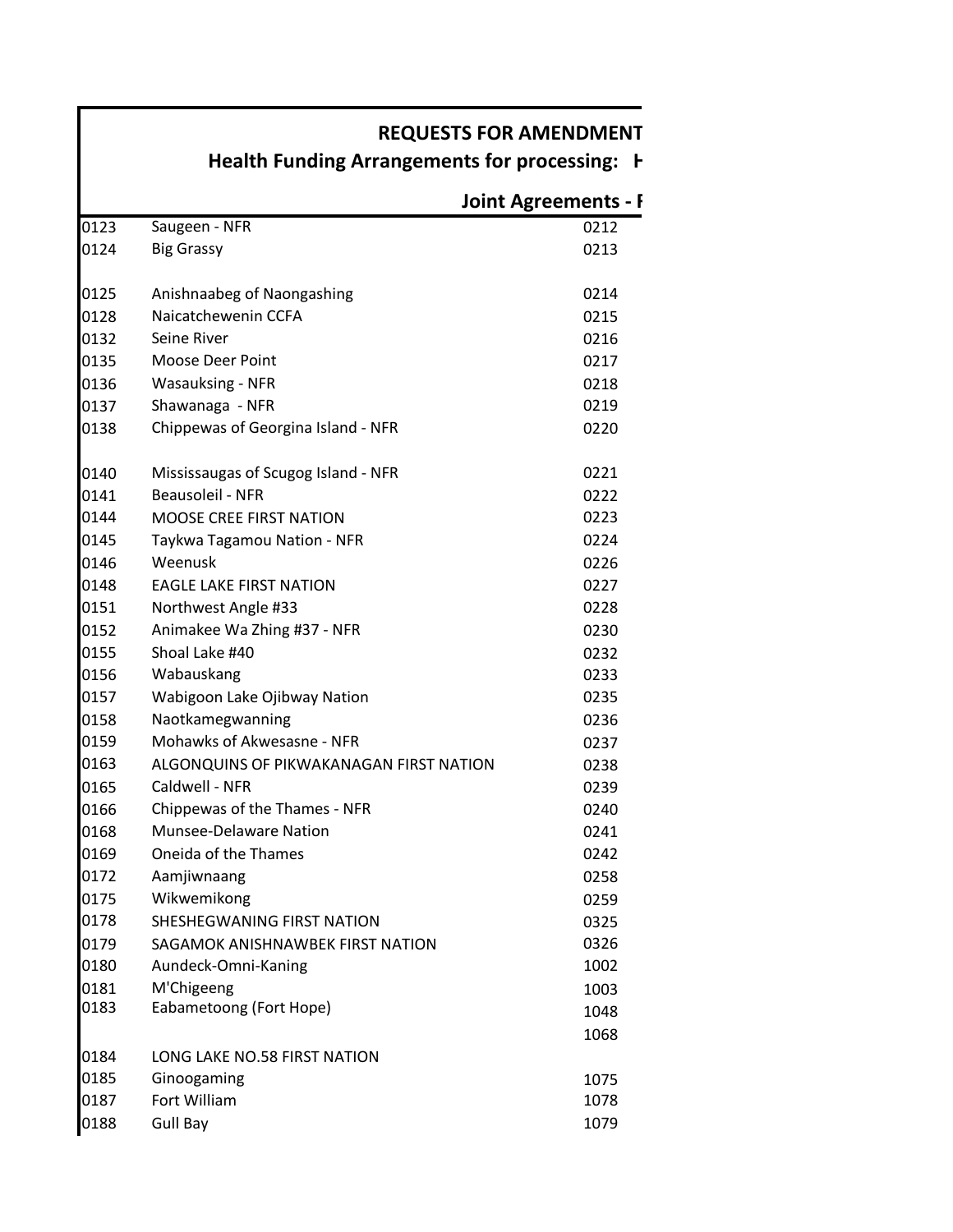## REQUESTS FOR AMENDMENT

### Health Funding Arrangements for processing: H

### Joint Agreements - F

| | | |
|---|---|---|
| 0123 | Saugeen - NFR | 0212 |
| 0124 | Big Grassy | 0213 |
| 0125 | Anishnaabeg of Naongashing | 0214 |
| 0128 | Naicatchewenin CCFA | 0215 |
| 0132 | Seine River | 0216 |
| 0135 | Moose Deer Point | 0217 |
| 0136 | Wasauksing - NFR | 0218 |
| 0137 | Shawanaga - NFR | 0219 |
| 0138 | Chippewas of Georgina Island - NFR | 0220 |
| 0140 | Mississaugas of Scugog Island - NFR | 0221 |
| 0141 | Beausoleil - NFR | 0222 |
| 0144 | MOOSE CREE FIRST NATION | 0223 |
| 0145 | Taykwa Tagamou Nation - NFR | 0224 |
| 0146 | Weenusk | 0226 |
| 0148 | EAGLE LAKE FIRST NATION | 0227 |
| 0151 | Northwest Angle #33 | 0228 |
| 0152 | Animakee Wa Zhing #37 - NFR | 0230 |
| 0155 | Shoal Lake #40 | 0232 |
| 0156 | Wabauskang | 0233 |
| 0157 | Wabigoon Lake Ojibway Nation | 0235 |
| 0158 | Naotkamegwanning | 0236 |
| 0159 | Mohawks of Akwesasne - NFR | 0237 |
| 0163 | ALGONQUINS OF PIKWAKANAGAN FIRST NATION | 0238 |
| 0165 | Caldwell - NFR | 0239 |
| 0166 | Chippewas of the Thames - NFR | 0240 |
| 0168 | Munsee-Delaware Nation | 0241 |
| 0169 | Oneida of the Thames | 0242 |
| 0172 | Aamjiwnaang | 0258 |
| 0175 | Wikwemikong | 0259 |
| 0178 | SHESHEGWANING FIRST NATION | 0325 |
| 0179 | SAGAMOK ANISHNAWBEK FIRST NATION | 0326 |
| 0180 | Aundeck-Omni-Kaning | 1002 |
| 0181 | M'Chigeeng | 1003 |
| 0183 | Eabametoong (Fort Hope) | 1048 |
| | | 1068 |
| 0184 | LONG LAKE NO.58 FIRST NATION | |
| 0185 | Ginoogaming | 1075 |
| 0187 | Fort William | 1078 |
| 0188 | Gull Bay | 1079 |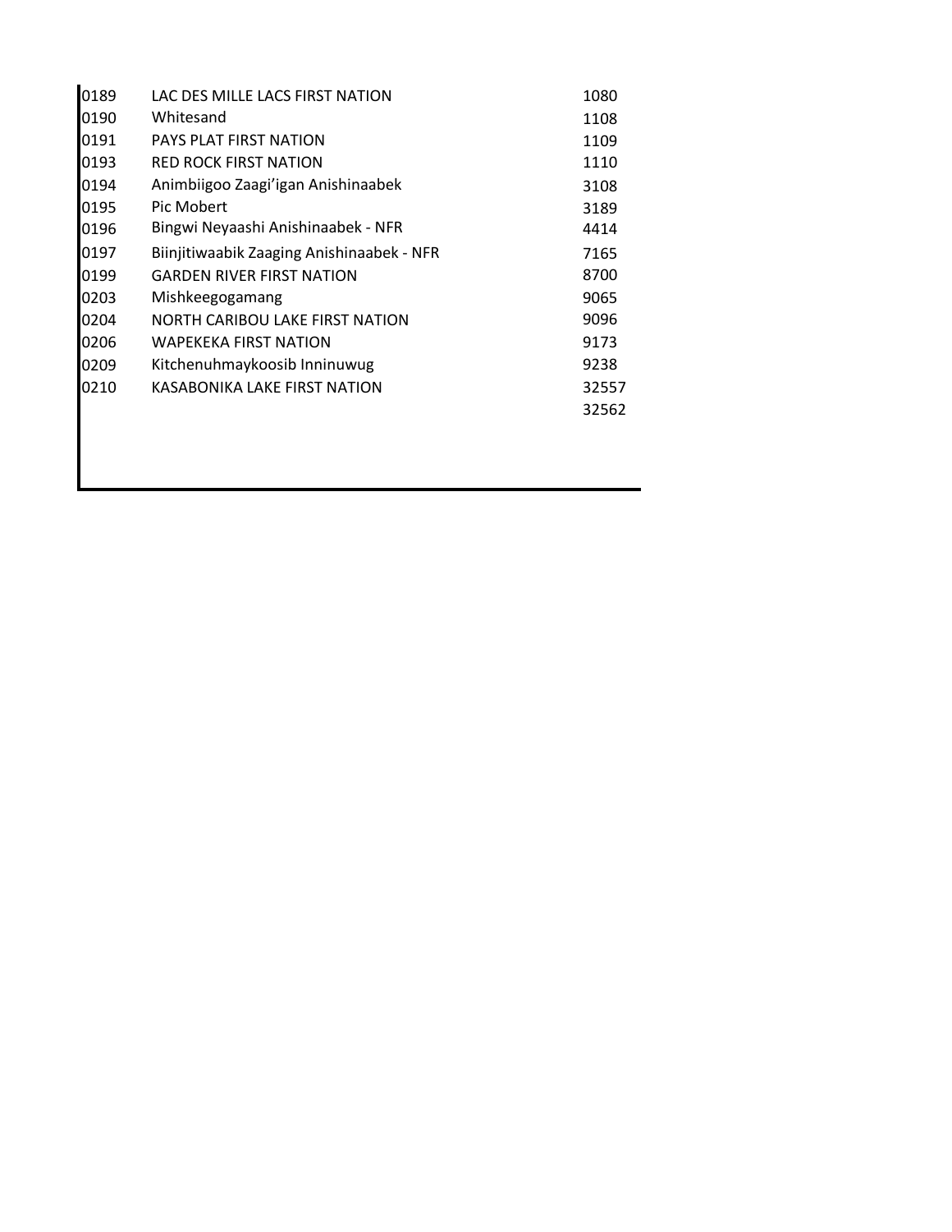| | | |
|---|---|---|
| 0189 | LAC DES MILLE LACS FIRST NATION | 1080 |
| 0190 | Whitesand | 1108 |
| 0191 | PAYS PLAT FIRST NATION | 1109 |
| 0193 | RED ROCK FIRST NATION | 1110 |
| 0194 | Animbiigoo Zaagi'igan Anishinaabek | 3108 |
| 0195 | Pic Mobert | 3189 |
| 0196 | Bingwi Neyaashi Anishinaabek - NFR | 4414 |
| 0197 | Biinjitiwaabik Zaaging Anishinaabek - NFR | 7165 |
| 0199 | GARDEN RIVER FIRST NATION | 8700 |
| 0203 | Mishkeegogamang | 9065 |
| 0204 | NORTH CARIBOU LAKE FIRST NATION | 9096 |
| 0206 | WAPEKEKA FIRST NATION | 9173 |
| 0209 | Kitchenuhmaykoosib Inninuwug | 9238 |
| 0210 | KASABONIKA LAKE FIRST NATION | 32557 |
| | | 32562 |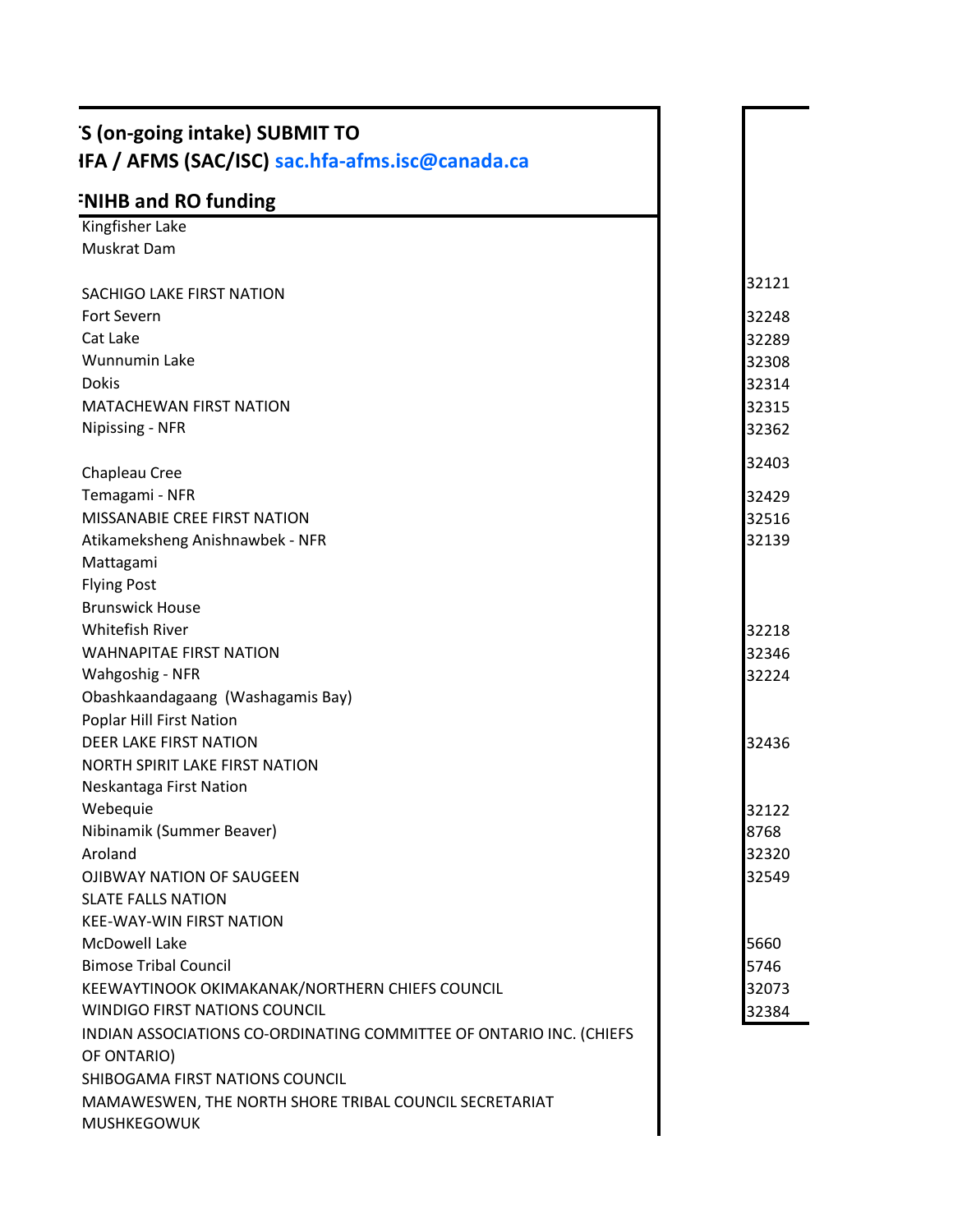'S (on-going intake) SUBMIT TO
IFA / AFMS (SAC/ISC) sac.hfa-afms.isc@canada.ca

**FNIHB and RO funding**

| | |
|---|---|
| Kingfisher Lake | |
| Muskrat Dam | |
| SACHIGO LAKE FIRST NATION | 32121 |
| Fort Severn | 32248 |
| Cat Lake | 32289 |
| Wunnumin Lake | 32308 |
| Dokis | 32314 |
| MATACHEWAN FIRST NATION | 32315 |
| Nipissing - NFR | 32362 |
| Chapleau Cree | 32403 |
| Temagami - NFR | 32429 |
| MISSANABIE CREE FIRST NATION | 32516 |
| Atikameksheng Anishnawbek - NFR | 32139 |
| Mattagami | |
| Flying Post | |
| Brunswick House | |
| Whitefish River | 32218 |
| WAHNAPITAE FIRST NATION | 32346 |
| Wahgoshig - NFR | 32224 |
| Obashkaandagaang (Washagamis Bay) | |
| Poplar Hill First Nation | |
| DEER LAKE FIRST NATION | 32436 |
| NORTH SPIRIT LAKE FIRST NATION | |
| Neskantaga First Nation | |
| Webequie | 32122 |
| Nibinamik (Summer Beaver) | 8768 |
| Aroland | 32320 |
| OJIBWAY NATION OF SAUGEEN | 32549 |
| SLATE FALLS NATION | |
| KEE-WAY-WIN FIRST NATION | |
| McDowell Lake | 5660 |
| Bimose Tribal Council | 5746 |
| KEEWAYTINOOK OKIMAKANAK/NORTHERN CHIEFS COUNCIL | 32073 |
| WINDIGO FIRST NATIONS COUNCIL | 32384 |
| INDIAN ASSOCIATIONS CO-ORDINATING COMMITTEE OF ONTARIO INC. (CHIEFS OF ONTARIO) | |
| SHIBOGAMA FIRST NATIONS COUNCIL | |
| MAMAWESWEN, THE NORTH SHORE TRIBAL COUNCIL SECRETARIAT | |
| MUSHKEGOWUK | |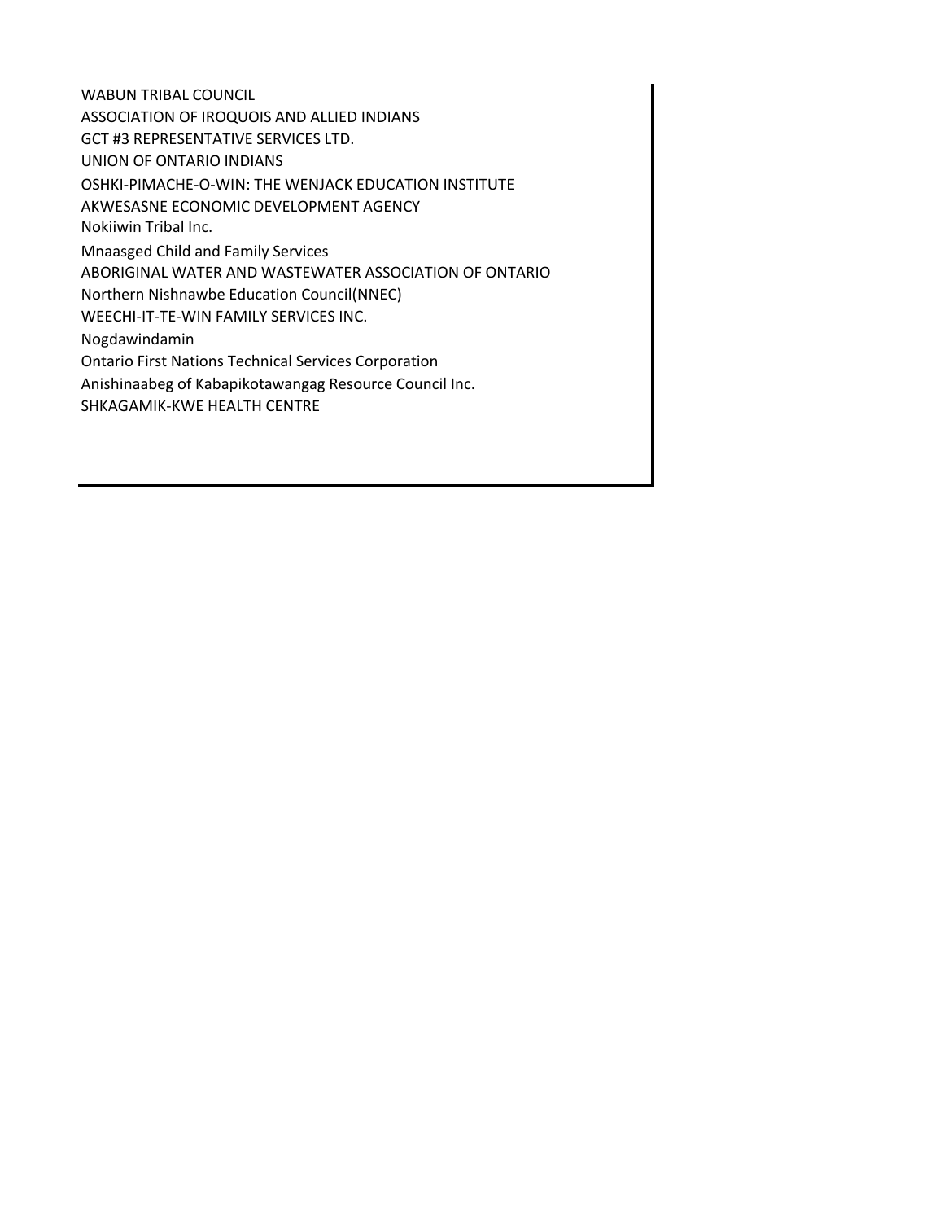WABUN TRIBAL COUNCIL
ASSOCIATION OF IROQUOIS AND ALLIED INDIANS
GCT #3 REPRESENTATIVE SERVICES LTD.
UNION OF ONTARIO INDIANS
OSHKI-PIMACHE-O-WIN: THE WENJACK EDUCATION INSTITUTE
AKWESASNE ECONOMIC DEVELOPMENT AGENCY
Nokiiwin Tribal Inc.
Mnaasged Child and Family Services
ABORIGINAL WATER AND WASTEWATER ASSOCIATION OF ONTARIO
Northern Nishnawbe Education Council(NNEC)
WEECHI-IT-TE-WIN FAMILY SERVICES INC.
Nogdawindamin
Ontario First Nations Technical Services Corporation
Anishinaabeg of Kabapikotawangag Resource Council Inc.
SHKAGAMIK-KWE HEALTH CENTRE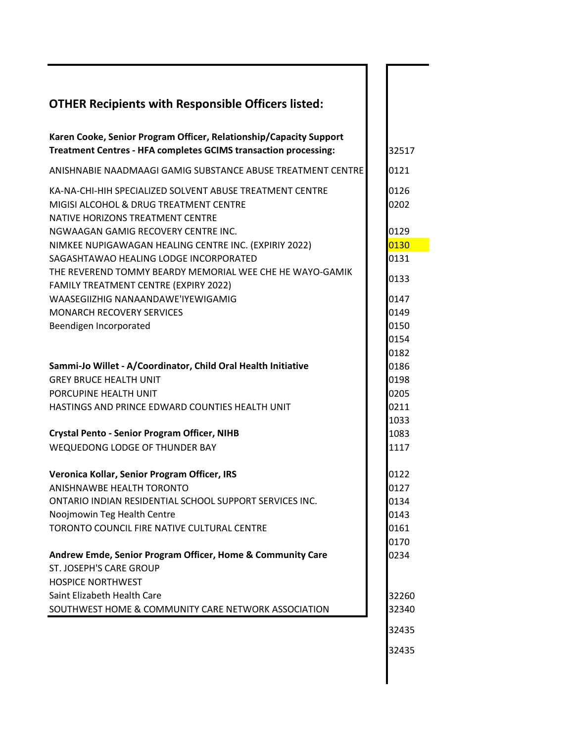## OTHER Recipients with Responsible Officers listed:

| Recipient | |
|---|---|
| **Karen Cooke, Senior Program Officer, Relationship/Capacity Support** | |
| **Treatment Centres - HFA completes GCIMS transaction processing:** | 32517 |
| ANISHNABIE NAADMAAGI GAMIG SUBSTANCE ABUSE TREATMENT CENTRE | 0121 |
| KA-NA-CHI-HIH SPECIALIZED SOLVENT ABUSE TREATMENT CENTRE | 0126 |
| MIGISI ALCOHOL & DRUG TREATMENT CENTRE | 0202 |
| NATIVE HORIZONS TREATMENT CENTRE | |
| NGWAAGAN GAMIG RECOVERY CENTRE INC. | 0129 |
| NIMKEE NUPIGAWAGAN HEALING CENTRE INC. (EXPIRIY 2022) | 0130 |
| SAGASHTAWAO HEALING LODGE INCORPORATED | 0131 |
| THE REVEREND TOMMY BEARDY MEMORIAL WEE CHE HE WAYO-GAMIK FAMILY TREATMENT CENTRE (EXPIRY 2022) | 0133 |
| WAASEGIIZHIG NANAANDAWE'IYEWIGAMIG | 0147 |
| MONARCH RECOVERY SERVICES | 0149 |
| Beendigen Incorporated | 0150 |
| | 0154 |
| | 0182 |
| **Sammi-Jo Willet - A/Coordinator, Child Oral Health Initiative** | 0186 |
| GREY BRUCE HEALTH UNIT | 0198 |
| PORCUPINE HEALTH UNIT | 0205 |
| HASTINGS AND PRINCE EDWARD COUNTIES HEALTH UNIT | 0211 |
| | 1033 |
| **Crystal Pento - Senior Program Officer, NIHB** | 1083 |
| WEQUEDONG LODGE OF THUNDER BAY | 1117 |
| | |
| **Veronica Kollar, Senior Program Officer, IRS** | 0122 |
| ANISHNAWBE HEALTH TORONTO | 0127 |
| ONTARIO INDIAN RESIDENTIAL SCHOOL SUPPORT SERVICES INC. | 0134 |
| Noojmowin Teg Health Centre | 0143 |
| TORONTO COUNCIL FIRE NATIVE CULTURAL CENTRE | 0161 |
| | 0170 |
| **Andrew Emde, Senior Program Officer, Home & Community Care** | 0234 |
| ST. JOSEPH'S CARE GROUP | |
| HOSPICE NORTHWEST | |
| Saint Elizabeth Health Care | 32260 |
| SOUTHWEST HOME & COMMUNITY CARE NETWORK ASSOCIATION | 32340 |
| | 32435 |
| | 32435 |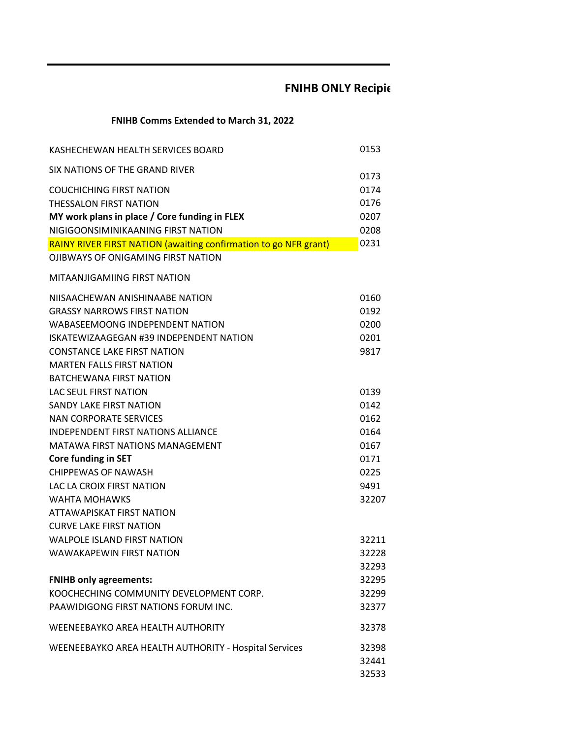## FNIHB ONLY Recipie

**FNIHB Comms Extended to March 31, 2022**

| | |
|---|---|
| KASHECHEWAN HEALTH SERVICES BOARD | 0153 |
| SIX NATIONS OF THE GRAND RIVER | |
| | 0173 |
| COUCHICHING FIRST NATION | 0174 |
| THESSALON FIRST NATION | 0176 |
| **MY work plans in place / Core funding in FLEX** | 0207 |
| NIGIGOONSIMINIKAANING FIRST NATION | 0208 |
| RAINY RIVER FIRST NATION (awaiting confirmation to go NFR grant) | 0231 |
| OJIBWAYS OF ONIGAMING FIRST NATION | |
| MITAANJIGAMIING FIRST NATION | |
| NIISAACHEWAN ANISHINAABE NATION | 0160 |
| GRASSY NARROWS FIRST NATION | 0192 |
| WABASEEMOONG INDEPENDENT NATION | 0200 |
| ISKATEWIZAAGEGAN #39 INDEPENDENT NATION | 0201 |
| CONSTANCE LAKE FIRST NATION | 9817 |
| MARTEN FALLS FIRST NATION | |
| BATCHEWANA FIRST NATION | |
| LAC SEUL FIRST NATION | 0139 |
| SANDY LAKE FIRST NATION | 0142 |
| NAN CORPORATE SERVICES | 0162 |
| INDEPENDENT FIRST NATIONS ALLIANCE | 0164 |
| MATAWA FIRST NATIONS MANAGEMENT | 0167 |
| **Core funding in SET** | 0171 |
| CHIPPEWAS OF NAWASH | 0225 |
| LAC LA CROIX FIRST NATION | 9491 |
| WAHTA MOHAWKS | 32207 |
| ATTAWAPISKAT FIRST NATION | |
| CURVE LAKE FIRST NATION | |
| WALPOLE ISLAND FIRST NATION | 32211 |
| WAWAKAPEWIN FIRST NATION | 32228 |
| | 32293 |
| **FNIHB only agreements:** | 32295 |
| KOOCHECHING COMMUNITY DEVELOPMENT CORP. | 32299 |
| PAAWIDIGONG FIRST NATIONS FORUM INC. | 32377 |
| WEENEEBAYKO AREA HEALTH AUTHORITY | 32378 |
| WEENEEBAYKO AREA HEALTH AUTHORITY - Hospital Services | 32398 |
| | 32441 |
| | 32533 |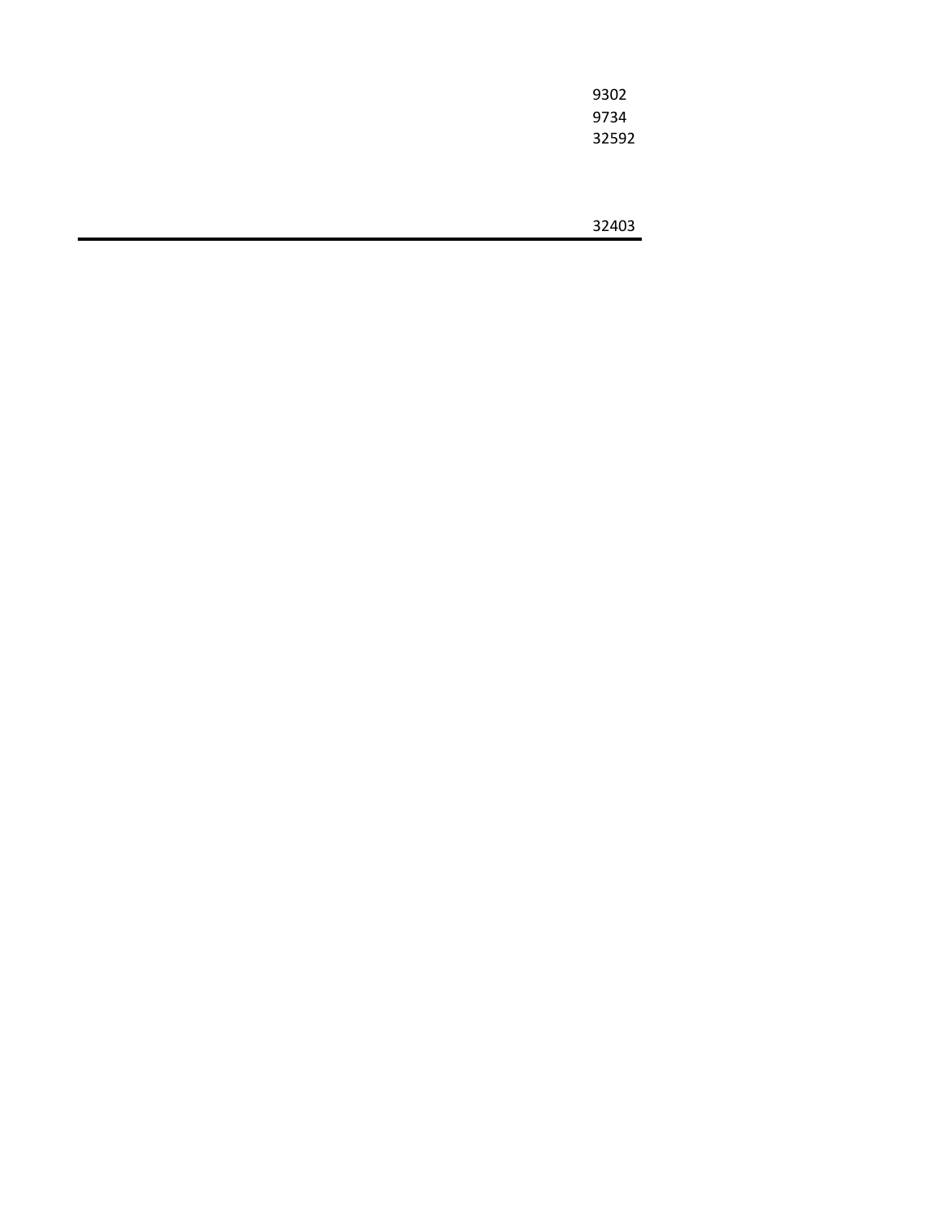9302
9734
32592

32403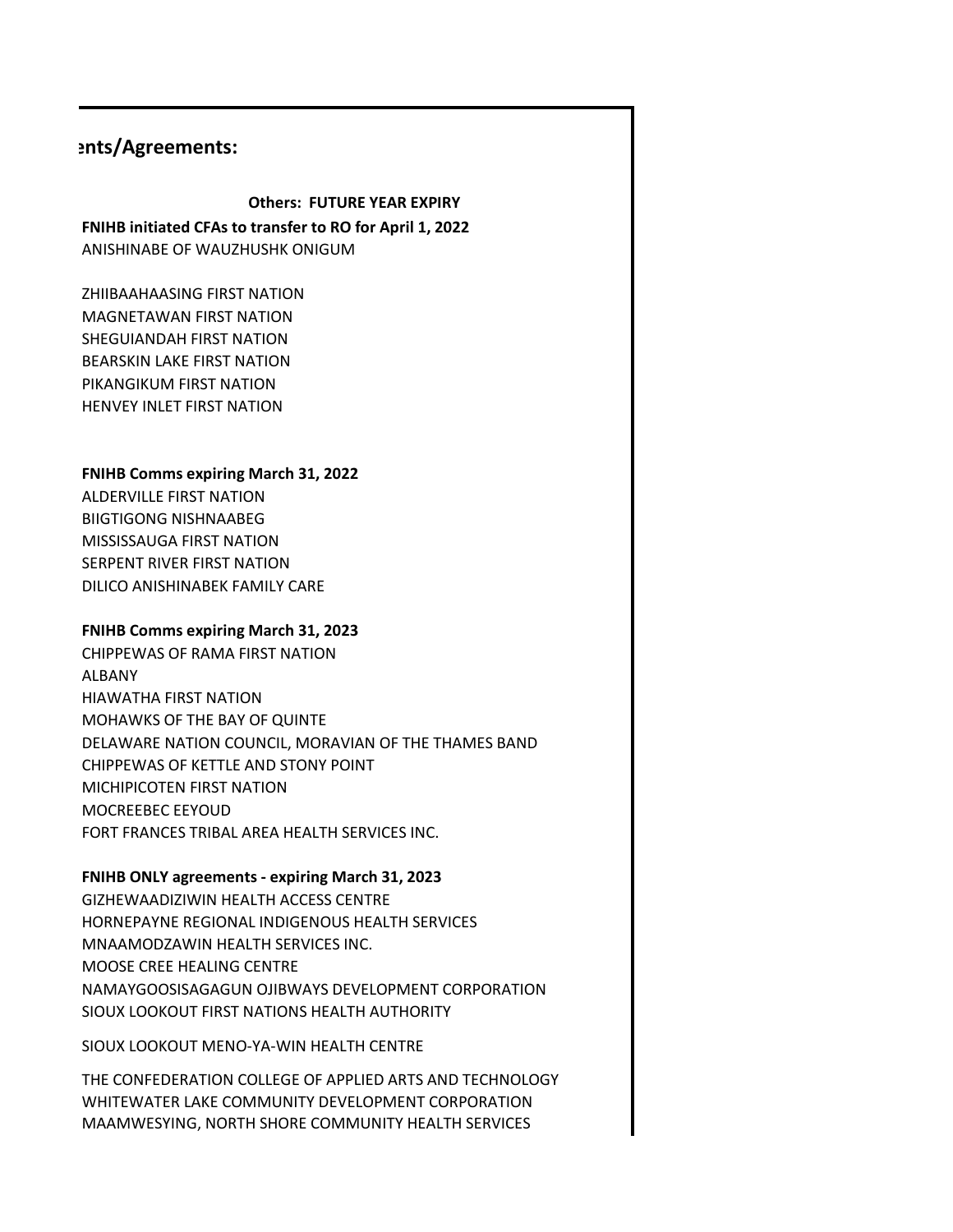## ents/Agreements:

**Others: FUTURE YEAR EXPIRY**

**FNIHB initiated CFAs to transfer to RO for April 1, 2022**

ANISHINABE OF WAUZHUSHK ONIGUM

ZHIIBAAHAASING FIRST NATION
MAGNETAWAN FIRST NATION
SHEGUIANDAH FIRST NATION
BEARSKIN LAKE FIRST NATION
PIKANGIKUM FIRST NATION
HENVEY INLET FIRST NATION

**FNIHB Comms expiring March 31, 2022**

ALDERVILLE FIRST NATION
BIIGTIGONG NISHNAABEG
MISSISSAUGA FIRST NATION
SERPENT RIVER FIRST NATION
DILICO ANISHINABEK FAMILY CARE

**FNIHB Comms expiring March 31, 2023**

CHIPPEWAS OF RAMA FIRST NATION
ALBANY
HIAWATHA FIRST NATION
MOHAWKS OF THE BAY OF QUINTE
DELAWARE NATION COUNCIL, MORAVIAN OF THE THAMES BAND
CHIPPEWAS OF KETTLE AND STONY POINT
MICHIPICOTEN FIRST NATION
MOCREEBEC EEYOUD
FORT FRANCES TRIBAL AREA HEALTH SERVICES INC.

**FNIHB ONLY agreements - expiring March 31, 2023**

GIZHEWAADIZIWIN HEALTH ACCESS CENTRE
HORNEPAYNE REGIONAL INDIGENOUS HEALTH SERVICES
MNAAMODZAWIN HEALTH SERVICES INC.
MOOSE CREE HEALING CENTRE
NAMAYGOOSISAGAGUN OJIBWAYS DEVELOPMENT CORPORATION
SIOUX LOOKOUT FIRST NATIONS HEALTH AUTHORITY

SIOUX LOOKOUT MENO-YA-WIN HEALTH CENTRE

THE CONFEDERATION COLLEGE OF APPLIED ARTS AND TECHNOLOGY
WHITEWATER LAKE COMMUNITY DEVELOPMENT CORPORATION
MAAMWESYING, NORTH SHORE COMMUNITY HEALTH SERVICES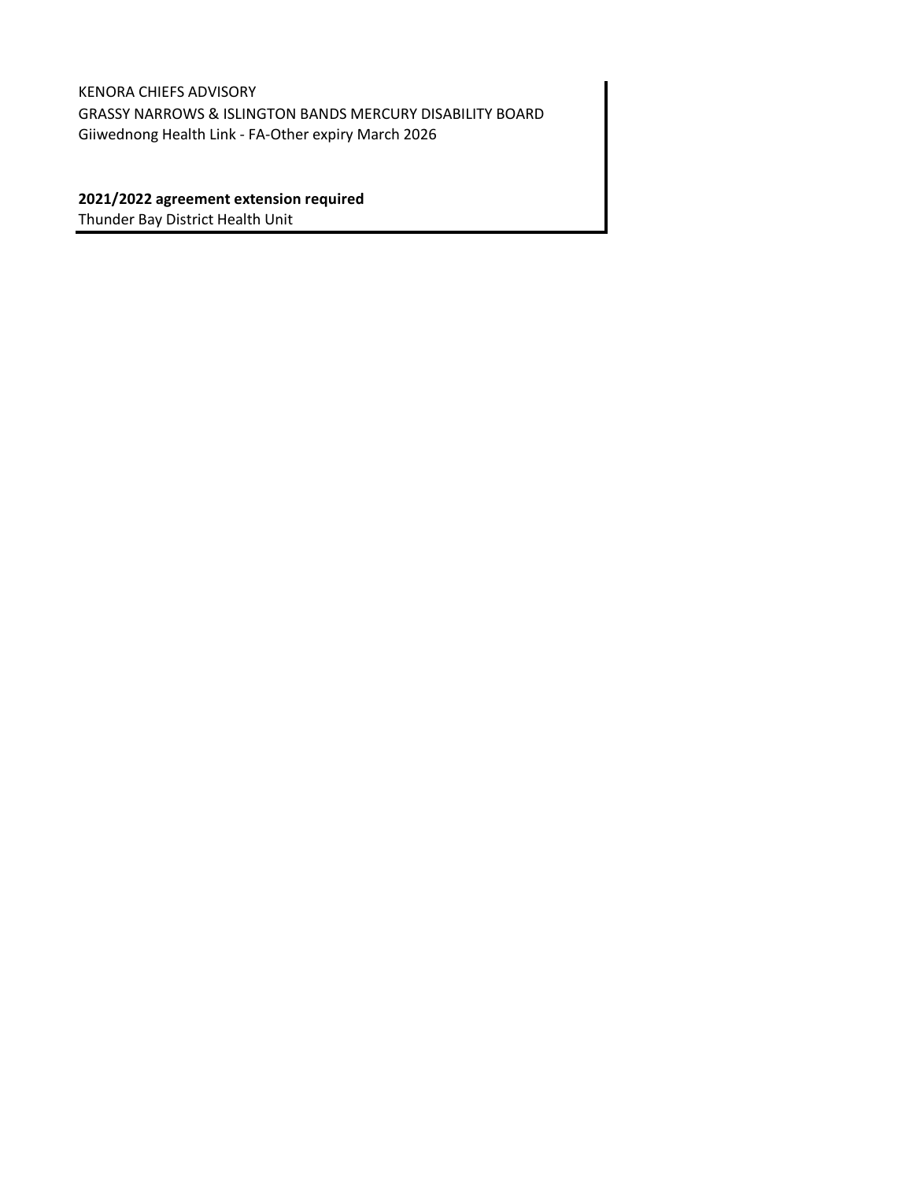KENORA CHIEFS ADVISORY
GRASSY NARROWS & ISLINGTON BANDS MERCURY DISABILITY BOARD
Giiwednong Health Link - FA-Other expiry March 2026

**2021/2022 agreement extension required**
Thunder Bay District Health Unit